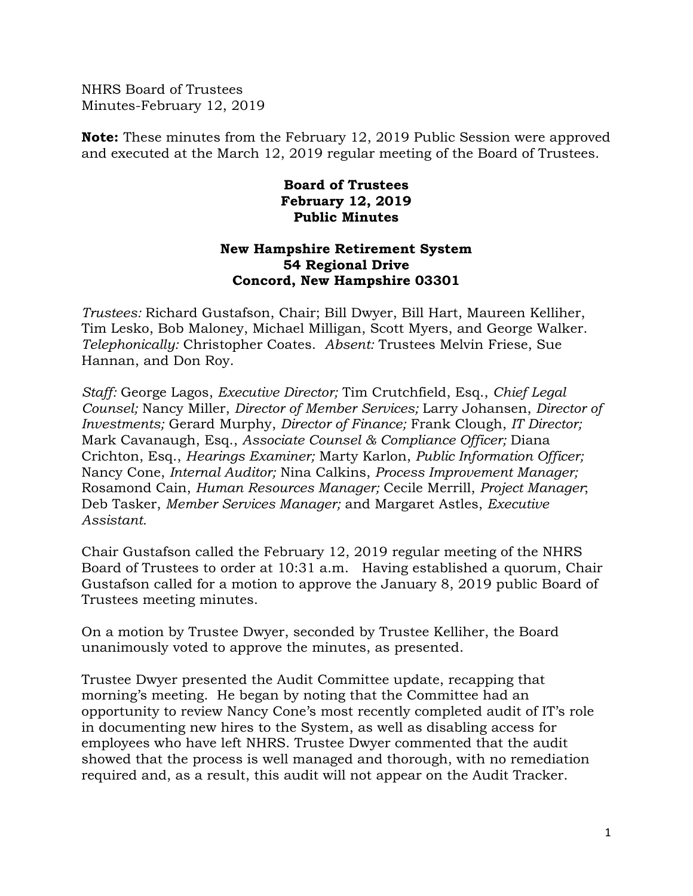NHRS Board of Trustees
Minutes-February 12, 2019

**Note:** These minutes from the February 12, 2019 Public Session were approved and executed at the March 12, 2019 regular meeting of the Board of Trustees.

**Board of Trustees**
**February 12, 2019**
**Public Minutes**

**New Hampshire Retirement System**
**54 Regional Drive**
**Concord, New Hampshire 03301**

*Trustees:* Richard Gustafson, Chair; Bill Dwyer, Bill Hart, Maureen Kelliher, Tim Lesko, Bob Maloney, Michael Milligan, Scott Myers, and George Walker. *Telephonically:* Christopher Coates. *Absent:* Trustees Melvin Friese, Sue Hannan, and Don Roy.

*Staff:* George Lagos, *Executive Director;* Tim Crutchfield, Esq., *Chief Legal Counsel;* Nancy Miller, *Director of Member Services;* Larry Johansen, *Director of Investments;* Gerard Murphy, *Director of Finance;* Frank Clough, *IT Director;* Mark Cavanaugh, Esq., *Associate Counsel & Compliance Officer;* Diana Crichton, Esq., *Hearings Examiner;* Marty Karlon, *Public Information Officer;* Nancy Cone, *Internal Auditor;* Nina Calkins, *Process Improvement Manager;* Rosamond Cain, *Human Resources Manager;* Cecile Merrill, *Project Manager*; Deb Tasker, *Member Services Manager;* and Margaret Astles, *Executive Assistant.*

Chair Gustafson called the February 12, 2019 regular meeting of the NHRS Board of Trustees to order at 10:31 a.m. Having established a quorum, Chair Gustafson called for a motion to approve the January 8, 2019 public Board of Trustees meeting minutes.

On a motion by Trustee Dwyer, seconded by Trustee Kelliher, the Board unanimously voted to approve the minutes, as presented.

Trustee Dwyer presented the Audit Committee update, recapping that morning's meeting. He began by noting that the Committee had an opportunity to review Nancy Cone's most recently completed audit of IT's role in documenting new hires to the System, as well as disabling access for employees who have left NHRS. Trustee Dwyer commented that the audit showed that the process is well managed and thorough, with no remediation required and, as a result, this audit will not appear on the Audit Tracker.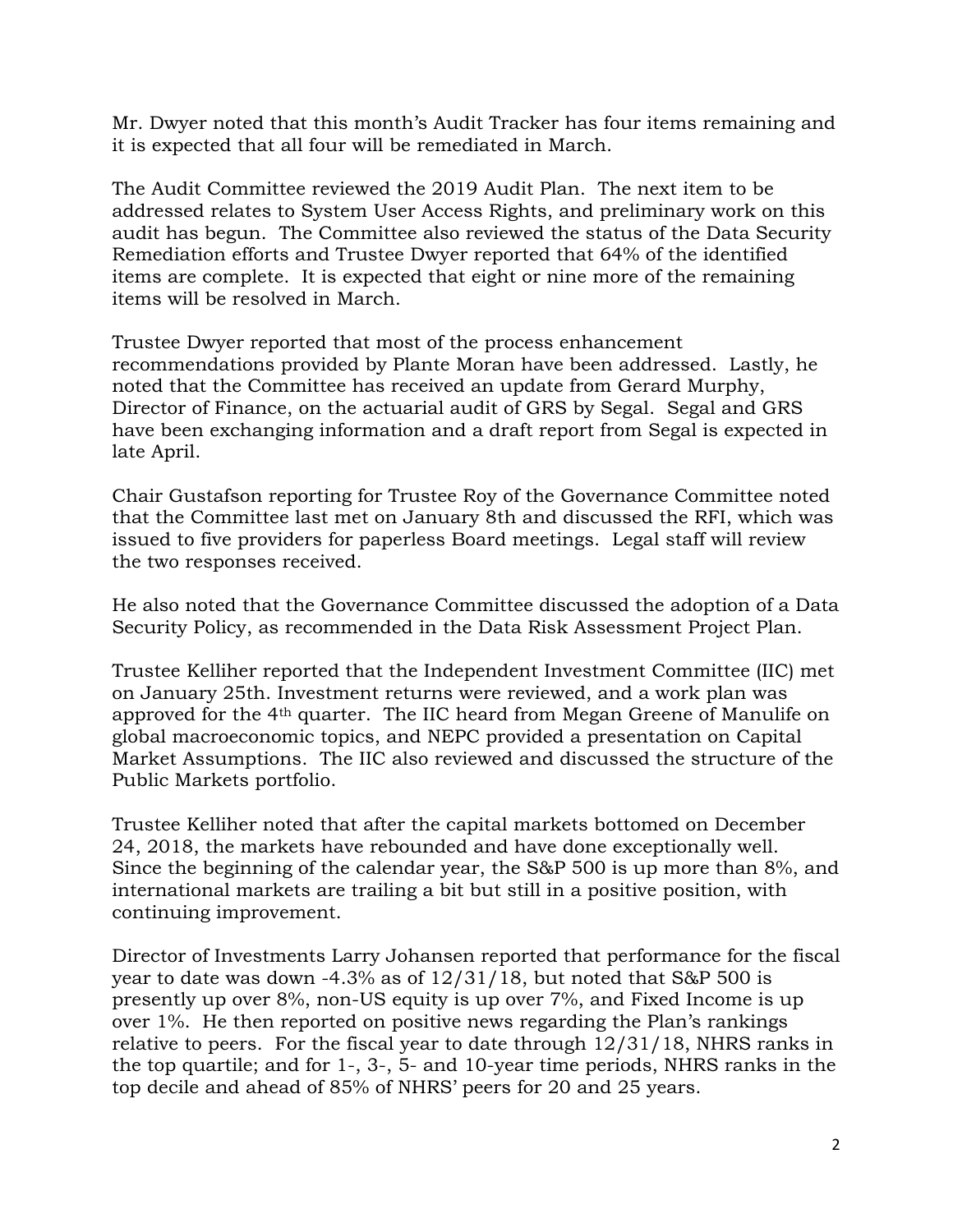Mr. Dwyer noted that this month's Audit Tracker has four items remaining and it is expected that all four will be remediated in March.

The Audit Committee reviewed the 2019 Audit Plan. The next item to be addressed relates to System User Access Rights, and preliminary work on this audit has begun. The Committee also reviewed the status of the Data Security Remediation efforts and Trustee Dwyer reported that 64% of the identified items are complete. It is expected that eight or nine more of the remaining items will be resolved in March.

Trustee Dwyer reported that most of the process enhancement recommendations provided by Plante Moran have been addressed. Lastly, he noted that the Committee has received an update from Gerard Murphy, Director of Finance, on the actuarial audit of GRS by Segal. Segal and GRS have been exchanging information and a draft report from Segal is expected in late April.

Chair Gustafson reporting for Trustee Roy of the Governance Committee noted that the Committee last met on January 8th and discussed the RFI, which was issued to five providers for paperless Board meetings. Legal staff will review the two responses received.

He also noted that the Governance Committee discussed the adoption of a Data Security Policy, as recommended in the Data Risk Assessment Project Plan.

Trustee Kelliher reported that the Independent Investment Committee (IIC) met on January 25th. Investment returns were reviewed, and a work plan was approved for the 4th quarter. The IIC heard from Megan Greene of Manulife on global macroeconomic topics, and NEPC provided a presentation on Capital Market Assumptions. The IIC also reviewed and discussed the structure of the Public Markets portfolio.

Trustee Kelliher noted that after the capital markets bottomed on December 24, 2018, the markets have rebounded and have done exceptionally well. Since the beginning of the calendar year, the S&P 500 is up more than 8%, and international markets are trailing a bit but still in a positive position, with continuing improvement.

Director of Investments Larry Johansen reported that performance for the fiscal year to date was down -4.3% as of 12/31/18, but noted that S&P 500 is presently up over 8%, non-US equity is up over 7%, and Fixed Income is up over 1%. He then reported on positive news regarding the Plan's rankings relative to peers. For the fiscal year to date through 12/31/18, NHRS ranks in the top quartile; and for 1-, 3-, 5- and 10-year time periods, NHRS ranks in the top decile and ahead of 85% of NHRS' peers for 20 and 25 years.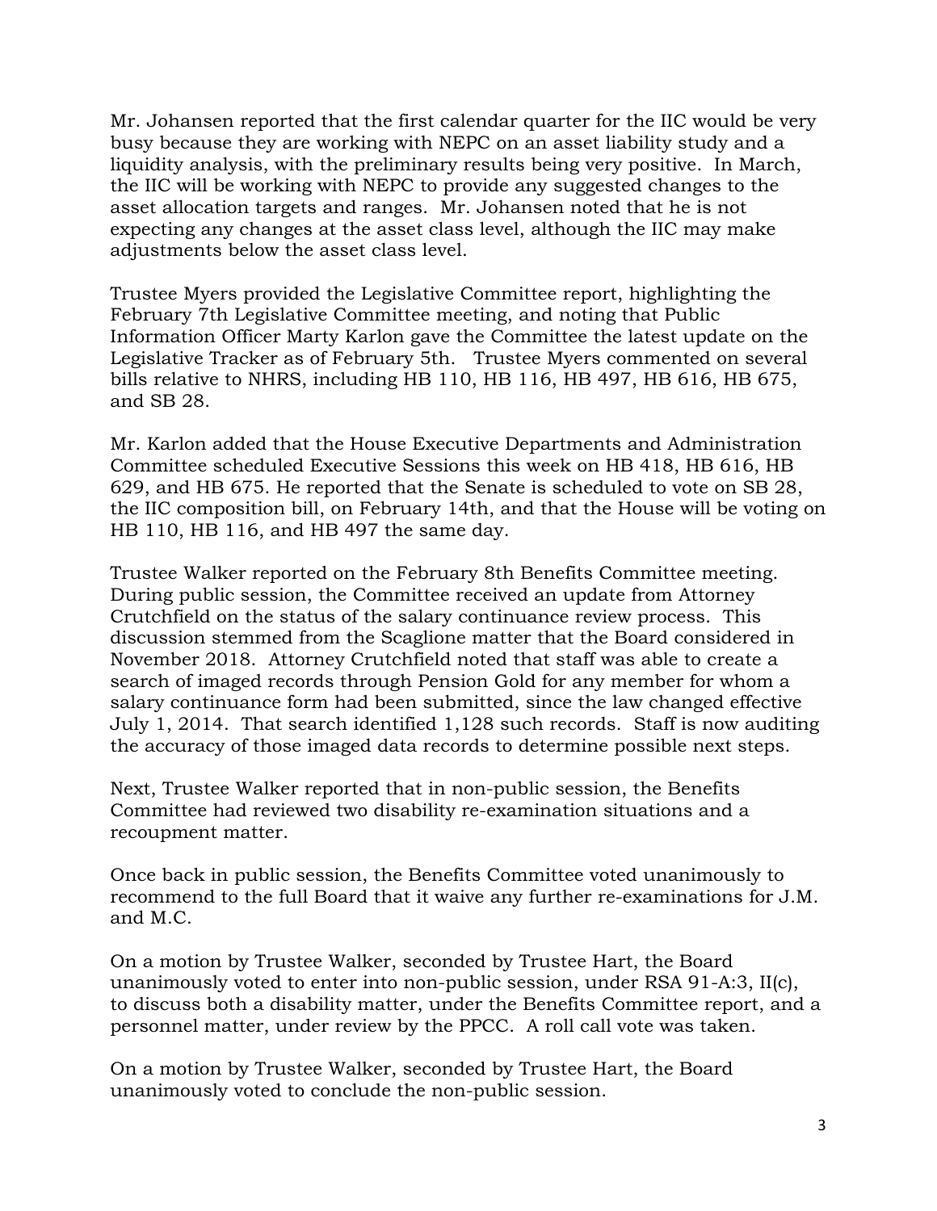Mr. Johansen reported that the first calendar quarter for the IIC would be very busy because they are working with NEPC on an asset liability study and a liquidity analysis, with the preliminary results being very positive. In March, the IIC will be working with NEPC to provide any suggested changes to the asset allocation targets and ranges. Mr. Johansen noted that he is not expecting any changes at the asset class level, although the IIC may make adjustments below the asset class level.

Trustee Myers provided the Legislative Committee report, highlighting the February 7th Legislative Committee meeting, and noting that Public Information Officer Marty Karlon gave the Committee the latest update on the Legislative Tracker as of February 5th. Trustee Myers commented on several bills relative to NHRS, including HB 110, HB 116, HB 497, HB 616, HB 675, and SB 28.

Mr. Karlon added that the House Executive Departments and Administration Committee scheduled Executive Sessions this week on HB 418, HB 616, HB 629, and HB 675. He reported that the Senate is scheduled to vote on SB 28, the IIC composition bill, on February 14th, and that the House will be voting on HB 110, HB 116, and HB 497 the same day.

Trustee Walker reported on the February 8th Benefits Committee meeting. During public session, the Committee received an update from Attorney Crutchfield on the status of the salary continuance review process. This discussion stemmed from the Scaglione matter that the Board considered in November 2018. Attorney Crutchfield noted that staff was able to create a search of imaged records through Pension Gold for any member for whom a salary continuance form had been submitted, since the law changed effective July 1, 2014. That search identified 1,128 such records. Staff is now auditing the accuracy of those imaged data records to determine possible next steps.

Next, Trustee Walker reported that in non-public session, the Benefits Committee had reviewed two disability re-examination situations and a recoupment matter.

Once back in public session, the Benefits Committee voted unanimously to recommend to the full Board that it waive any further re-examinations for J.M. and M.C.

On a motion by Trustee Walker, seconded by Trustee Hart, the Board unanimously voted to enter into non-public session, under RSA 91-A:3, II(c), to discuss both a disability matter, under the Benefits Committee report, and a personnel matter, under review by the PPCC. A roll call vote was taken.

On a motion by Trustee Walker, seconded by Trustee Hart, the Board unanimously voted to conclude the non-public session.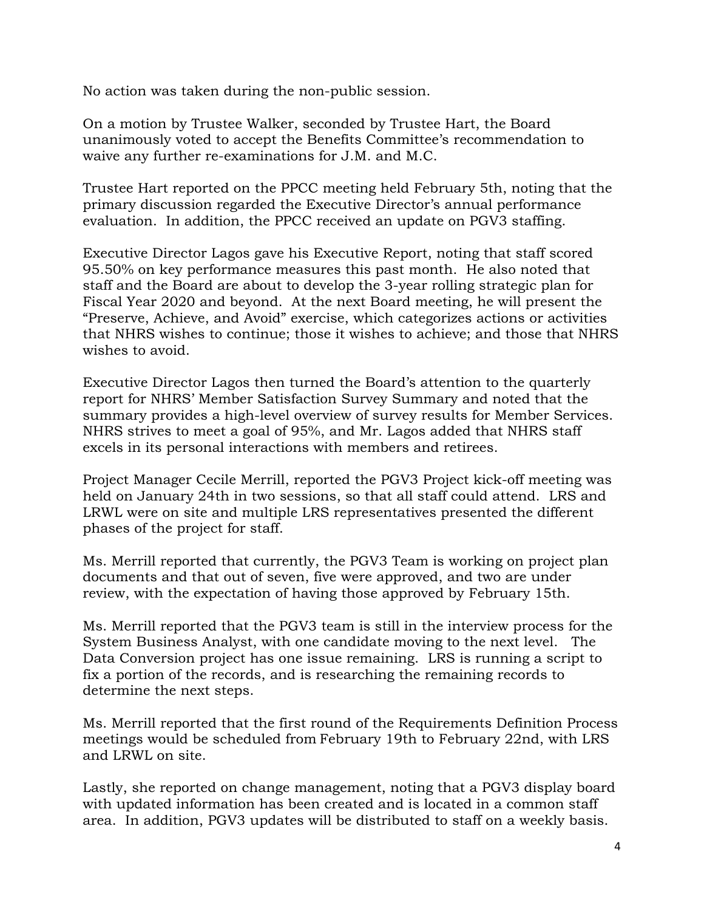No action was taken during the non-public session.

On a motion by Trustee Walker, seconded by Trustee Hart, the Board unanimously voted to accept the Benefits Committee's recommendation to waive any further re-examinations for J.M. and M.C.

Trustee Hart reported on the PPCC meeting held February 5th, noting that the primary discussion regarded the Executive Director's annual performance evaluation. In addition, the PPCC received an update on PGV3 staffing.

Executive Director Lagos gave his Executive Report, noting that staff scored 95.50% on key performance measures this past month. He also noted that staff and the Board are about to develop the 3-year rolling strategic plan for Fiscal Year 2020 and beyond. At the next Board meeting, he will present the "Preserve, Achieve, and Avoid" exercise, which categorizes actions or activities that NHRS wishes to continue; those it wishes to achieve; and those that NHRS wishes to avoid.

Executive Director Lagos then turned the Board's attention to the quarterly report for NHRS' Member Satisfaction Survey Summary and noted that the summary provides a high-level overview of survey results for Member Services. NHRS strives to meet a goal of 95%, and Mr. Lagos added that NHRS staff excels in its personal interactions with members and retirees.

Project Manager Cecile Merrill, reported the PGV3 Project kick-off meeting was held on January 24th in two sessions, so that all staff could attend. LRS and LRWL were on site and multiple LRS representatives presented the different phases of the project for staff.

Ms. Merrill reported that currently, the PGV3 Team is working on project plan documents and that out of seven, five were approved, and two are under review, with the expectation of having those approved by February 15th.

Ms. Merrill reported that the PGV3 team is still in the interview process for the System Business Analyst, with one candidate moving to the next level. The Data Conversion project has one issue remaining. LRS is running a script to fix a portion of the records, and is researching the remaining records to determine the next steps.

Ms. Merrill reported that the first round of the Requirements Definition Process meetings would be scheduled from February 19th to February 22nd, with LRS and LRWL on site.

Lastly, she reported on change management, noting that a PGV3 display board with updated information has been created and is located in a common staff area. In addition, PGV3 updates will be distributed to staff on a weekly basis.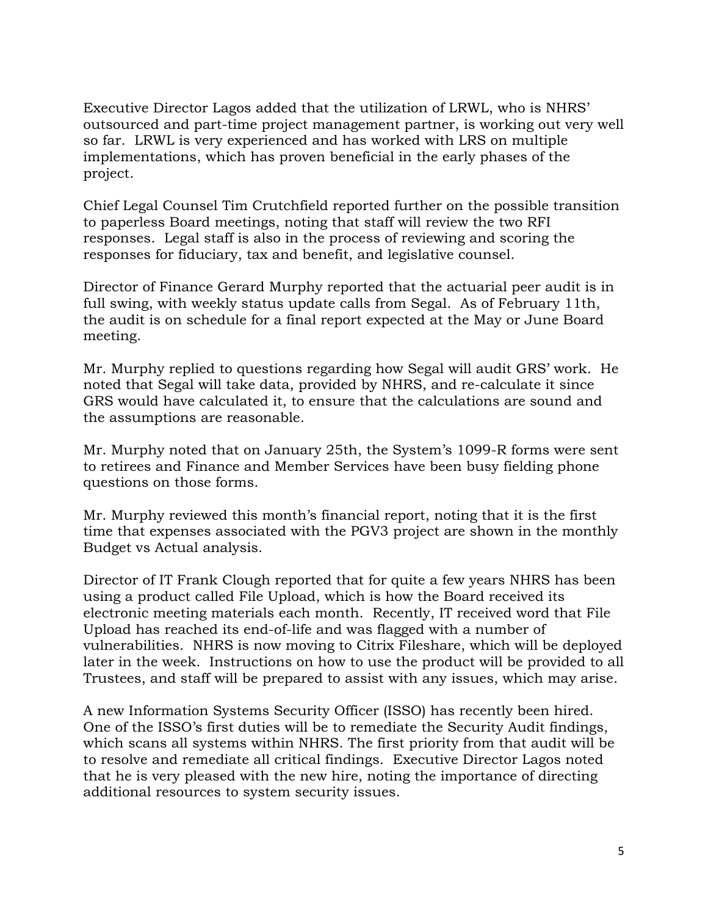Executive Director Lagos added that the utilization of LRWL, who is NHRS' outsourced and part-time project management partner, is working out very well so far. LRWL is very experienced and has worked with LRS on multiple implementations, which has proven beneficial in the early phases of the project.

Chief Legal Counsel Tim Crutchfield reported further on the possible transition to paperless Board meetings, noting that staff will review the two RFI responses. Legal staff is also in the process of reviewing and scoring the responses for fiduciary, tax and benefit, and legislative counsel.

Director of Finance Gerard Murphy reported that the actuarial peer audit is in full swing, with weekly status update calls from Segal. As of February 11th, the audit is on schedule for a final report expected at the May or June Board meeting.

Mr. Murphy replied to questions regarding how Segal will audit GRS' work. He noted that Segal will take data, provided by NHRS, and re-calculate it since GRS would have calculated it, to ensure that the calculations are sound and the assumptions are reasonable.

Mr. Murphy noted that on January 25th, the System's 1099-R forms were sent to retirees and Finance and Member Services have been busy fielding phone questions on those forms.

Mr. Murphy reviewed this month's financial report, noting that it is the first time that expenses associated with the PGV3 project are shown in the monthly Budget vs Actual analysis.

Director of IT Frank Clough reported that for quite a few years NHRS has been using a product called File Upload, which is how the Board received its electronic meeting materials each month. Recently, IT received word that File Upload has reached its end-of-life and was flagged with a number of vulnerabilities. NHRS is now moving to Citrix Fileshare, which will be deployed later in the week. Instructions on how to use the product will be provided to all Trustees, and staff will be prepared to assist with any issues, which may arise.

A new Information Systems Security Officer (ISSO) has recently been hired. One of the ISSO's first duties will be to remediate the Security Audit findings, which scans all systems within NHRS. The first priority from that audit will be to resolve and remediate all critical findings. Executive Director Lagos noted that he is very pleased with the new hire, noting the importance of directing additional resources to system security issues.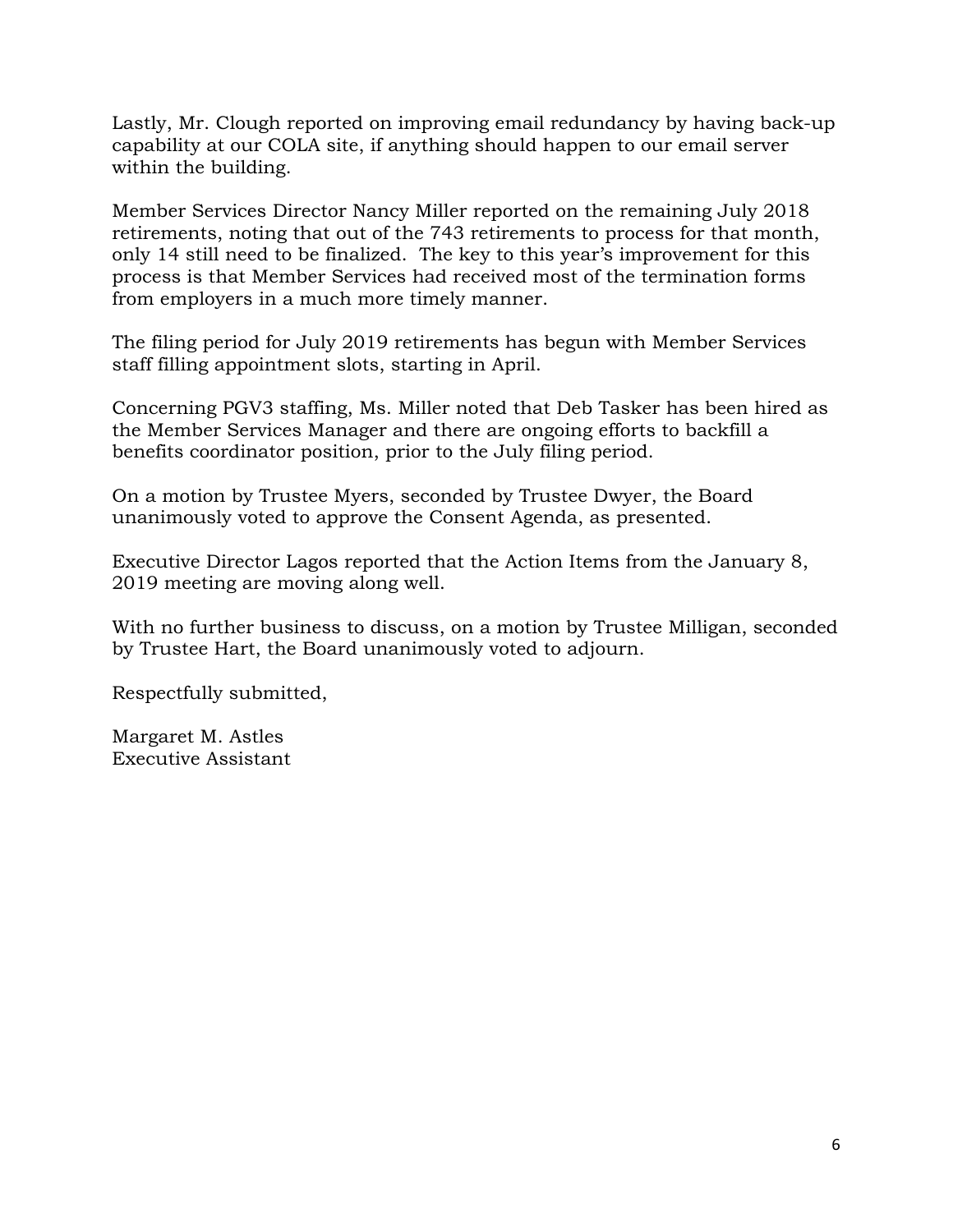Lastly, Mr. Clough reported on improving email redundancy by having back-up capability at our COLA site, if anything should happen to our email server within the building.

Member Services Director Nancy Miller reported on the remaining July 2018 retirements, noting that out of the 743 retirements to process for that month, only 14 still need to be finalized. The key to this year's improvement for this process is that Member Services had received most of the termination forms from employers in a much more timely manner.

The filing period for July 2019 retirements has begun with Member Services staff filling appointment slots, starting in April.

Concerning PGV3 staffing, Ms. Miller noted that Deb Tasker has been hired as the Member Services Manager and there are ongoing efforts to backfill a benefits coordinator position, prior to the July filing period.

On a motion by Trustee Myers, seconded by Trustee Dwyer, the Board unanimously voted to approve the Consent Agenda, as presented.

Executive Director Lagos reported that the Action Items from the January 8, 2019 meeting are moving along well.

With no further business to discuss, on a motion by Trustee Milligan, seconded by Trustee Hart, the Board unanimously voted to adjourn.

Respectfully submitted,

Margaret M. Astles
Executive Assistant